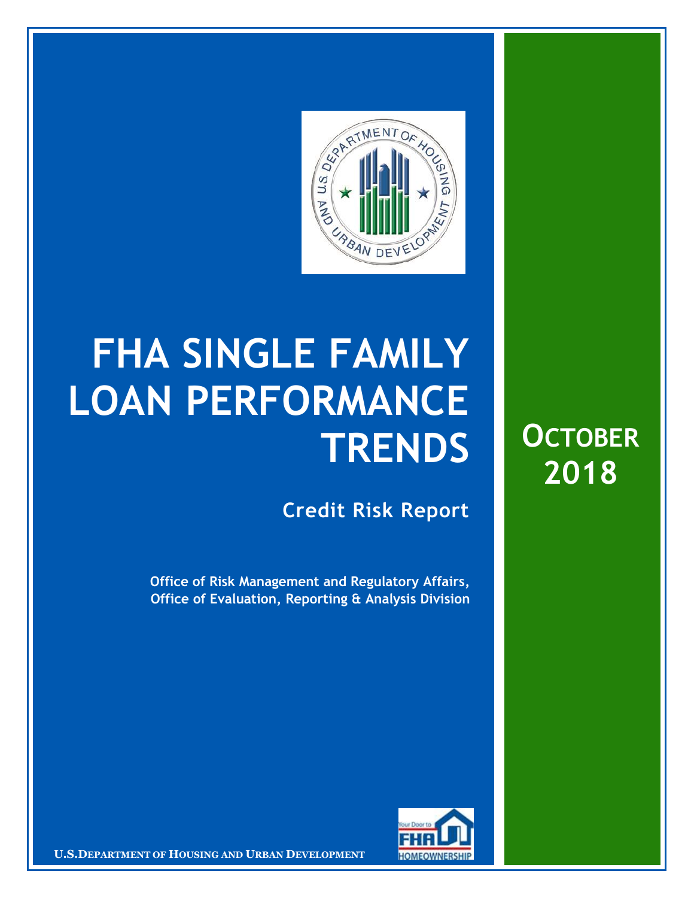# FHA SINGLE FAMILY LOAN PERFORMANCE TRENDS

## Credit Risk Report

**Office of Risk Management and Regulatory Affairs, Office of Evaluation, Reporting & Analysis Division**

**OCTOBER 2018**

U.S. DEPARTMENT OF HOUSING AND URBAN DEVELOPMENT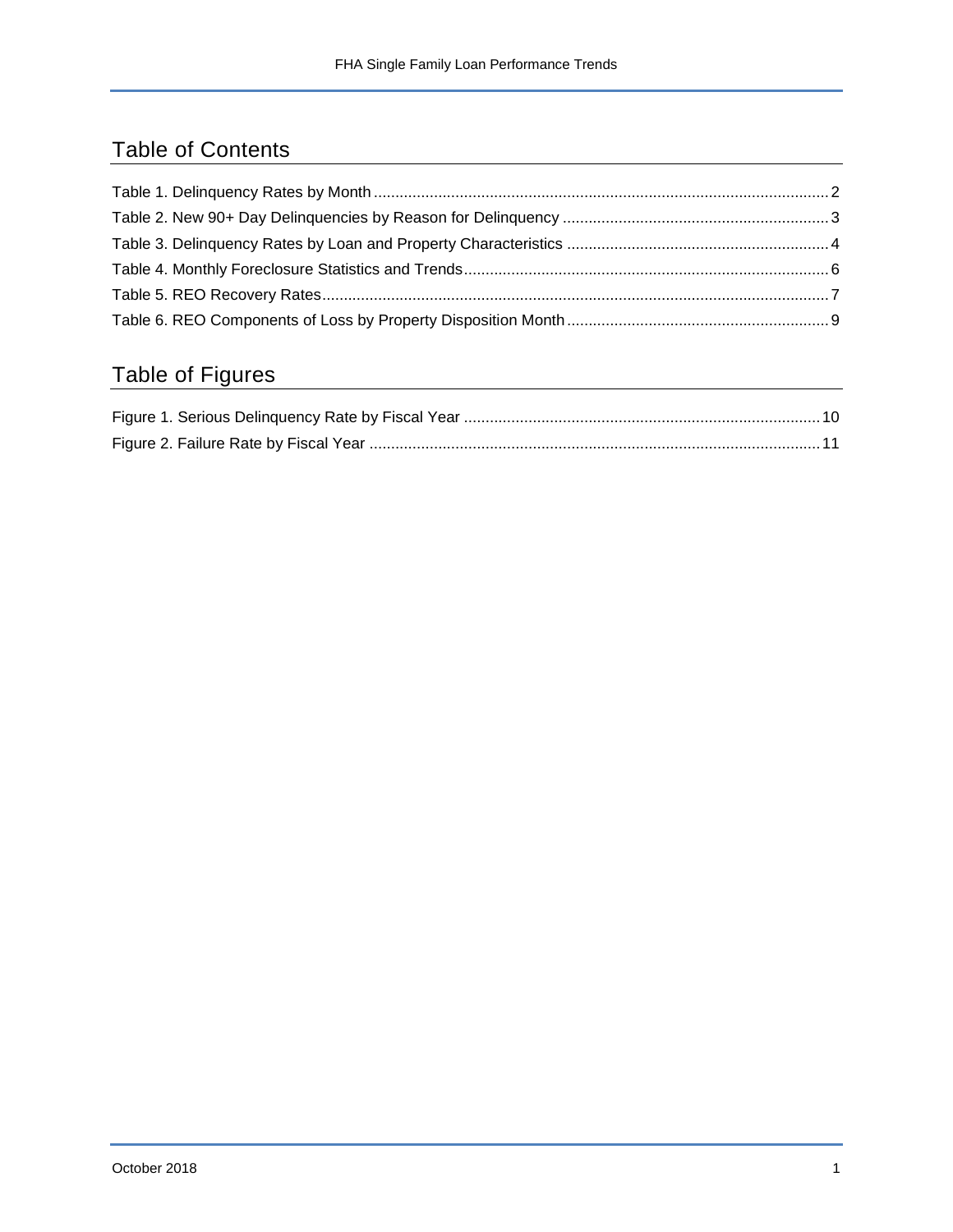## Table of Contents

Table 1. Delinquency Rates by Month ........................................................................................................ 2
Table 2. New 90+ Day Delinquencies by Reason for Delinquency ............................................................ 3
Table 3. Delinquency Rates by Loan and Property Characteristics ........................................................... 4
Table 4. Monthly Foreclosure Statistics and Trends.................................................................................... 6
Table 5. REO Recovery Rates..................................................................................................................... 7
Table 6. REO Components of Loss by Property Disposition Month ........................................................... 9

## Table of Figures

Figure 1. Serious Delinquency Rate by Fiscal Year .................................................................................. 10
Figure 2. Failure Rate by Fiscal Year ........................................................................................................ 11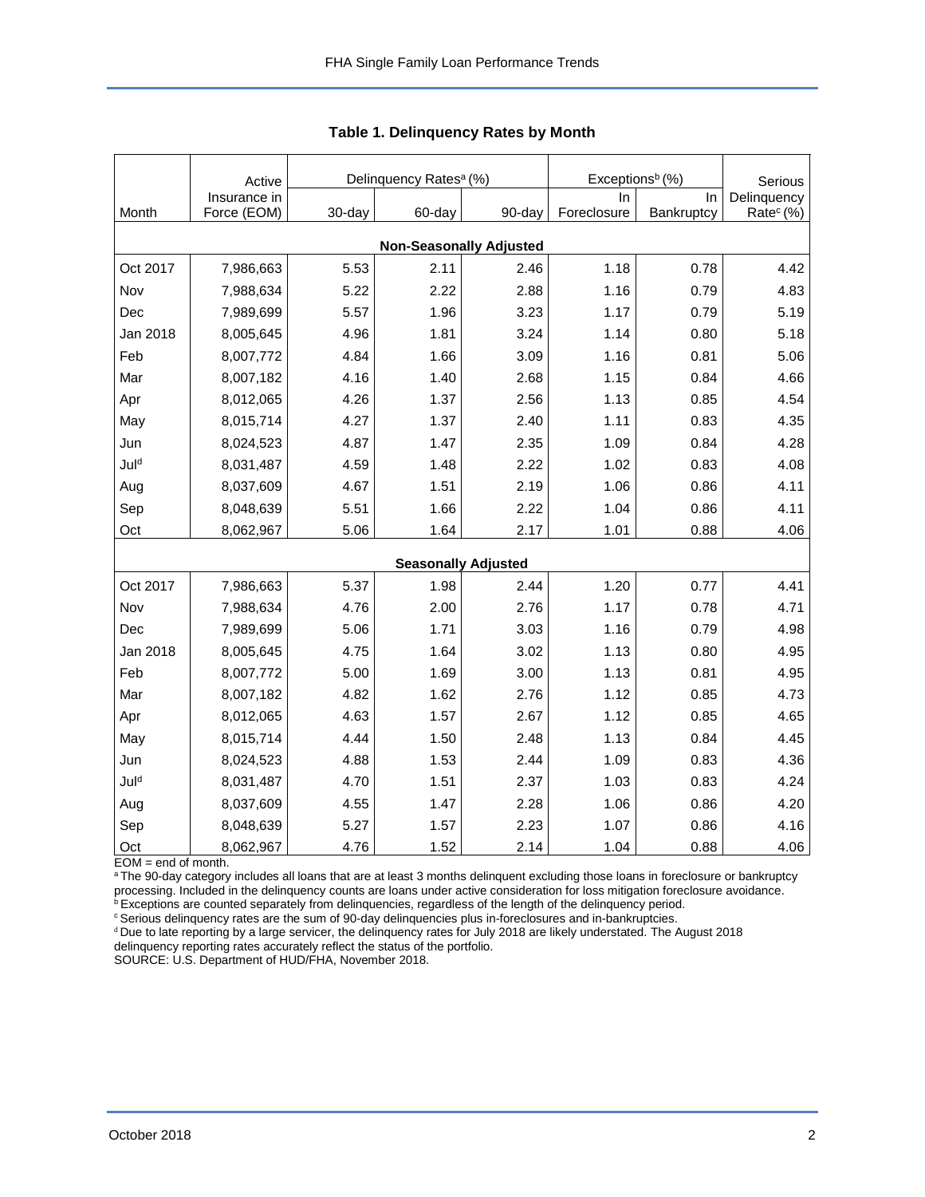## Table 1. Delinquency Rates by Month

| Month | Active Insurance in Force (EOM) | Delinquency Rates[a] (%) | | | Exceptions[b] (%) | | Serious Delinquency Rate[c] (%) |
|---|---|---|---|---|---|---|---|
| | | 30-day | 60-day | 90-day | In Foreclosure | In Bankruptcy | |
| **Non-Seasonally Adjusted** | | | | | | | |
| Oct 2017 | 7,986,663 | 5.53 | 2.11 | 2.46 | 1.18 | 0.78 | 4.42 |
| Nov | 7,988,634 | 5.22 | 2.22 | 2.88 | 1.16 | 0.79 | 4.83 |
| Dec | 7,989,699 | 5.57 | 1.96 | 3.23 | 1.17 | 0.79 | 5.19 |
| Jan 2018 | 8,005,645 | 4.96 | 1.81 | 3.24 | 1.14 | 0.80 | 5.18 |
| Feb | 8,007,772 | 4.84 | 1.66 | 3.09 | 1.16 | 0.81 | 5.06 |
| Mar | 8,007,182 | 4.16 | 1.40 | 2.68 | 1.15 | 0.84 | 4.66 |
| Apr | 8,012,065 | 4.26 | 1.37 | 2.56 | 1.13 | 0.85 | 4.54 |
| May | 8,015,714 | 4.27 | 1.37 | 2.40 | 1.11 | 0.83 | 4.35 |
| Jun | 8,024,523 | 4.87 | 1.47 | 2.35 | 1.09 | 0.84 | 4.28 |
| Jul[d] | 8,031,487 | 4.59 | 1.48 | 2.22 | 1.02 | 0.83 | 4.08 |
| Aug | 8,037,609 | 4.67 | 1.51 | 2.19 | 1.06 | 0.86 | 4.11 |
| Sep | 8,048,639 | 5.51 | 1.66 | 2.22 | 1.04 | 0.86 | 4.11 |
| Oct | 8,062,967 | 5.06 | 1.64 | 2.17 | 1.01 | 0.88 | 4.06 |
| **Seasonally Adjusted** | | | | | | | |
| Oct 2017 | 7,986,663 | 5.37 | 1.98 | 2.44 | 1.20 | 0.77 | 4.41 |
| Nov | 7,988,634 | 4.76 | 2.00 | 2.76 | 1.17 | 0.78 | 4.71 |
| Dec | 7,989,699 | 5.06 | 1.71 | 3.03 | 1.16 | 0.79 | 4.98 |
| Jan 2018 | 8,005,645 | 4.75 | 1.64 | 3.02 | 1.13 | 0.80 | 4.95 |
| Feb | 8,007,772 | 5.00 | 1.69 | 3.00 | 1.13 | 0.81 | 4.95 |
| Mar | 8,007,182 | 4.82 | 1.62 | 2.76 | 1.12 | 0.85 | 4.73 |
| Apr | 8,012,065 | 4.63 | 1.57 | 2.67 | 1.12 | 0.85 | 4.65 |
| May | 8,015,714 | 4.44 | 1.50 | 2.48 | 1.13 | 0.84 | 4.45 |
| Jun | 8,024,523 | 4.88 | 1.53 | 2.44 | 1.09 | 0.83 | 4.36 |
| Jul[d] | 8,031,487 | 4.70 | 1.51 | 2.37 | 1.03 | 0.83 | 4.24 |
| Aug | 8,037,609 | 4.55 | 1.47 | 2.28 | 1.06 | 0.86 | 4.20 |
| Sep | 8,048,639 | 5.27 | 1.57 | 2.23 | 1.07 | 0.86 | 4.16 |
| Oct | 8,062,967 | 4.76 | 1.52 | 2.14 | 1.04 | 0.88 | 4.06 |

EOM = end of month.

[a] The 90-day category includes all loans that are at least 3 months delinquent excluding those loans in foreclosure or bankruptcy processing. Included in the delinquency counts are loans under active consideration for loss mitigation foreclosure avoidance.

[b] Exceptions are counted separately from delinquencies, regardless of the length of the delinquency period.

[c] Serious delinquency rates are the sum of 90-day delinquencies plus in-foreclosures and in-bankruptcies.

[d] Due to late reporting by a large servicer, the delinquency rates for July 2018 are likely understated. The August 2018 delinquency reporting rates accurately reflect the status of the portfolio.

SOURCE: U.S. Department of HUD/FHA, November 2018.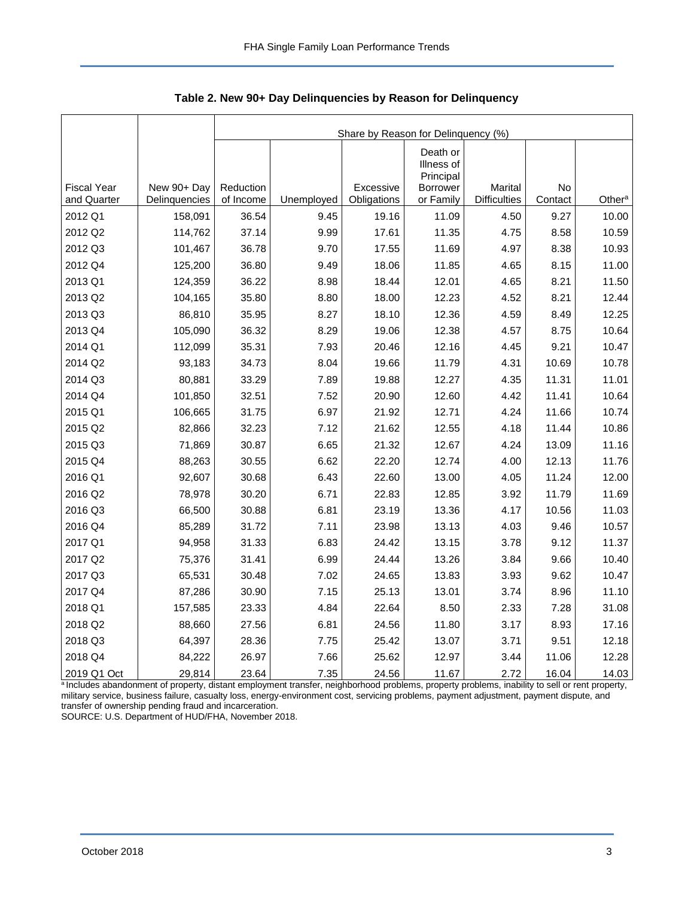**Table 2. New 90+ Day Delinquencies by Reason for Delinquency**

| Fiscal Year and Quarter | New 90+ Day Delinquencies | Share by Reason for Delinquency (%) | | | | | | |
|---|---|---|---|---|---|---|---|---|
| | | Reduction of Income | Unemployed | Excessive Obligations | Death or Illness of Principal Borrower or Family | Marital Difficulties | No Contact | Other[a] |
| 2012 Q1 | 158,091 | 36.54 | 9.45 | 19.16 | 11.09 | 4.50 | 9.27 | 10.00 |
| 2012 Q2 | 114,762 | 37.14 | 9.99 | 17.61 | 11.35 | 4.75 | 8.58 | 10.59 |
| 2012 Q3 | 101,467 | 36.78 | 9.70 | 17.55 | 11.69 | 4.97 | 8.38 | 10.93 |
| 2012 Q4 | 125,200 | 36.80 | 9.49 | 18.06 | 11.85 | 4.65 | 8.15 | 11.00 |
| 2013 Q1 | 124,359 | 36.22 | 8.98 | 18.44 | 12.01 | 4.65 | 8.21 | 11.50 |
| 2013 Q2 | 104,165 | 35.80 | 8.80 | 18.00 | 12.23 | 4.52 | 8.21 | 12.44 |
| 2013 Q3 | 86,810 | 35.95 | 8.27 | 18.10 | 12.36 | 4.59 | 8.49 | 12.25 |
| 2013 Q4 | 105,090 | 36.32 | 8.29 | 19.06 | 12.38 | 4.57 | 8.75 | 10.64 |
| 2014 Q1 | 112,099 | 35.31 | 7.93 | 20.46 | 12.16 | 4.45 | 9.21 | 10.47 |
| 2014 Q2 | 93,183 | 34.73 | 8.04 | 19.66 | 11.79 | 4.31 | 10.69 | 10.78 |
| 2014 Q3 | 80,881 | 33.29 | 7.89 | 19.88 | 12.27 | 4.35 | 11.31 | 11.01 |
| 2014 Q4 | 101,850 | 32.51 | 7.52 | 20.90 | 12.60 | 4.42 | 11.41 | 10.64 |
| 2015 Q1 | 106,665 | 31.75 | 6.97 | 21.92 | 12.71 | 4.24 | 11.66 | 10.74 |
| 2015 Q2 | 82,866 | 32.23 | 7.12 | 21.62 | 12.55 | 4.18 | 11.44 | 10.86 |
| 2015 Q3 | 71,869 | 30.87 | 6.65 | 21.32 | 12.67 | 4.24 | 13.09 | 11.16 |
| 2015 Q4 | 88,263 | 30.55 | 6.62 | 22.20 | 12.74 | 4.00 | 12.13 | 11.76 |
| 2016 Q1 | 92,607 | 30.68 | 6.43 | 22.60 | 13.00 | 4.05 | 11.24 | 12.00 |
| 2016 Q2 | 78,978 | 30.20 | 6.71 | 22.83 | 12.85 | 3.92 | 11.79 | 11.69 |
| 2016 Q3 | 66,500 | 30.88 | 6.81 | 23.19 | 13.36 | 4.17 | 10.56 | 11.03 |
| 2016 Q4 | 85,289 | 31.72 | 7.11 | 23.98 | 13.13 | 4.03 | 9.46 | 10.57 |
| 2017 Q1 | 94,958 | 31.33 | 6.83 | 24.42 | 13.15 | 3.78 | 9.12 | 11.37 |
| 2017 Q2 | 75,376 | 31.41 | 6.99 | 24.44 | 13.26 | 3.84 | 9.66 | 10.40 |
| 2017 Q3 | 65,531 | 30.48 | 7.02 | 24.65 | 13.83 | 3.93 | 9.62 | 10.47 |
| 2017 Q4 | 87,286 | 30.90 | 7.15 | 25.13 | 13.01 | 3.74 | 8.96 | 11.10 |
| 2018 Q1 | 157,585 | 23.33 | 4.84 | 22.64 | 8.50 | 2.33 | 7.28 | 31.08 |
| 2018 Q2 | 88,660 | 27.56 | 6.81 | 24.56 | 11.80 | 3.17 | 8.93 | 17.16 |
| 2018 Q3 | 64,397 | 28.36 | 7.75 | 25.42 | 13.07 | 3.71 | 9.51 | 12.18 |
| 2018 Q4 | 84,222 | 26.97 | 7.66 | 25.62 | 12.97 | 3.44 | 11.06 | 12.28 |
| 2019 Q1 Oct | 29,814 | 23.64 | 7.35 | 24.56 | 11.67 | 2.72 | 16.04 | 14.03 |

[a] Includes abandonment of property, distant employment transfer, neighborhood problems, property problems, inability to sell or rent property, military service, business failure, casualty loss, energy-environment cost, servicing problems, payment adjustment, payment dispute, and transfer of ownership pending fraud and incarceration.

SOURCE: U.S. Department of HUD/FHA, November 2018.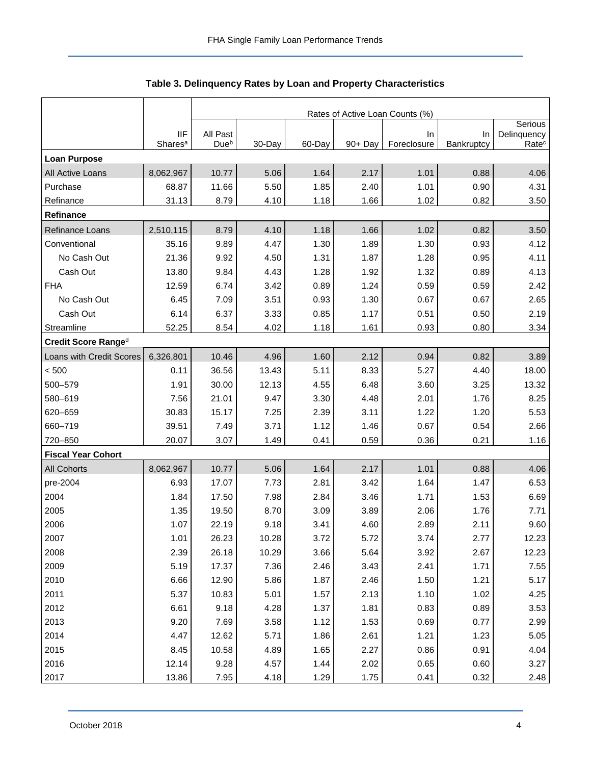**Table 3. Delinquency Rates by Loan and Property Characteristics**

| | | Rates of Active Loan Counts (%) | | | | | | |
|---|---|---|---|---|---|---|---|---|
| | IIF Shares[a] | All Past Due[b] | 30-Day | 60-Day | 90+ Day | In Foreclosure | In Bankruptcy | Serious Delinquency Rate[c] |
| **Loan Purpose** | | | | | | | | |
| All Active Loans | 8,062,967 | 10.77 | 5.06 | 1.64 | 2.17 | 1.01 | 0.88 | 4.06 |
| Purchase | 68.87 | 11.66 | 5.50 | 1.85 | 2.40 | 1.01 | 0.90 | 4.31 |
| Refinance | 31.13 | 8.79 | 4.10 | 1.18 | 1.66 | 1.02 | 0.82 | 3.50 |
| **Refinance** | | | | | | | | |
| Refinance Loans | 2,510,115 | 8.79 | 4.10 | 1.18 | 1.66 | 1.02 | 0.82 | 3.50 |
| Conventional | 35.16 | 9.89 | 4.47 | 1.30 | 1.89 | 1.30 | 0.93 | 4.12 |
| No Cash Out | 21.36 | 9.92 | 4.50 | 1.31 | 1.87 | 1.28 | 0.95 | 4.11 |
| Cash Out | 13.80 | 9.84 | 4.43 | 1.28 | 1.92 | 1.32 | 0.89 | 4.13 |
| FHA | 12.59 | 6.74 | 3.42 | 0.89 | 1.24 | 0.59 | 0.59 | 2.42 |
| No Cash Out | 6.45 | 7.09 | 3.51 | 0.93 | 1.30 | 0.67 | 0.67 | 2.65 |
| Cash Out | 6.14 | 6.37 | 3.33 | 0.85 | 1.17 | 0.51 | 0.50 | 2.19 |
| Streamline | 52.25 | 8.54 | 4.02 | 1.18 | 1.61 | 0.93 | 0.80 | 3.34 |
| **Credit Score Range[d]** | | | | | | | | |
| Loans with Credit Scores | 6,326,801 | 10.46 | 4.96 | 1.60 | 2.12 | 0.94 | 0.82 | 3.89 |
| < 500 | 0.11 | 36.56 | 13.43 | 5.11 | 8.33 | 5.27 | 4.40 | 18.00 |
| 500–579 | 1.91 | 30.00 | 12.13 | 4.55 | 6.48 | 3.60 | 3.25 | 13.32 |
| 580–619 | 7.56 | 21.01 | 9.47 | 3.30 | 4.48 | 2.01 | 1.76 | 8.25 |
| 620–659 | 30.83 | 15.17 | 7.25 | 2.39 | 3.11 | 1.22 | 1.20 | 5.53 |
| 660–719 | 39.51 | 7.49 | 3.71 | 1.12 | 1.46 | 0.67 | 0.54 | 2.66 |
| 720–850 | 20.07 | 3.07 | 1.49 | 0.41 | 0.59 | 0.36 | 0.21 | 1.16 |
| **Fiscal Year Cohort** | | | | | | | | |
| All Cohorts | 8,062,967 | 10.77 | 5.06 | 1.64 | 2.17 | 1.01 | 0.88 | 4.06 |
| pre-2004 | 6.93 | 17.07 | 7.73 | 2.81 | 3.42 | 1.64 | 1.47 | 6.53 |
| 2004 | 1.84 | 17.50 | 7.98 | 2.84 | 3.46 | 1.71 | 1.53 | 6.69 |
| 2005 | 1.35 | 19.50 | 8.70 | 3.09 | 3.89 | 2.06 | 1.76 | 7.71 |
| 2006 | 1.07 | 22.19 | 9.18 | 3.41 | 4.60 | 2.89 | 2.11 | 9.60 |
| 2007 | 1.01 | 26.23 | 10.28 | 3.72 | 5.72 | 3.74 | 2.77 | 12.23 |
| 2008 | 2.39 | 26.18 | 10.29 | 3.66 | 5.64 | 3.92 | 2.67 | 12.23 |
| 2009 | 5.19 | 17.37 | 7.36 | 2.46 | 3.43 | 2.41 | 1.71 | 7.55 |
| 2010 | 6.66 | 12.90 | 5.86 | 1.87 | 2.46 | 1.50 | 1.21 | 5.17 |
| 2011 | 5.37 | 10.83 | 5.01 | 1.57 | 2.13 | 1.10 | 1.02 | 4.25 |
| 2012 | 6.61 | 9.18 | 4.28 | 1.37 | 1.81 | 0.83 | 0.89 | 3.53 |
| 2013 | 9.20 | 7.69 | 3.58 | 1.12 | 1.53 | 0.69 | 0.77 | 2.99 |
| 2014 | 4.47 | 12.62 | 5.71 | 1.86 | 2.61 | 1.21 | 1.23 | 5.05 |
| 2015 | 8.45 | 10.58 | 4.89 | 1.65 | 2.27 | 0.86 | 0.91 | 4.04 |
| 2016 | 12.14 | 9.28 | 4.57 | 1.44 | 2.02 | 0.65 | 0.60 | 3.27 |
| 2017 | 13.86 | 7.95 | 4.18 | 1.29 | 1.75 | 0.41 | 0.32 | 2.48 |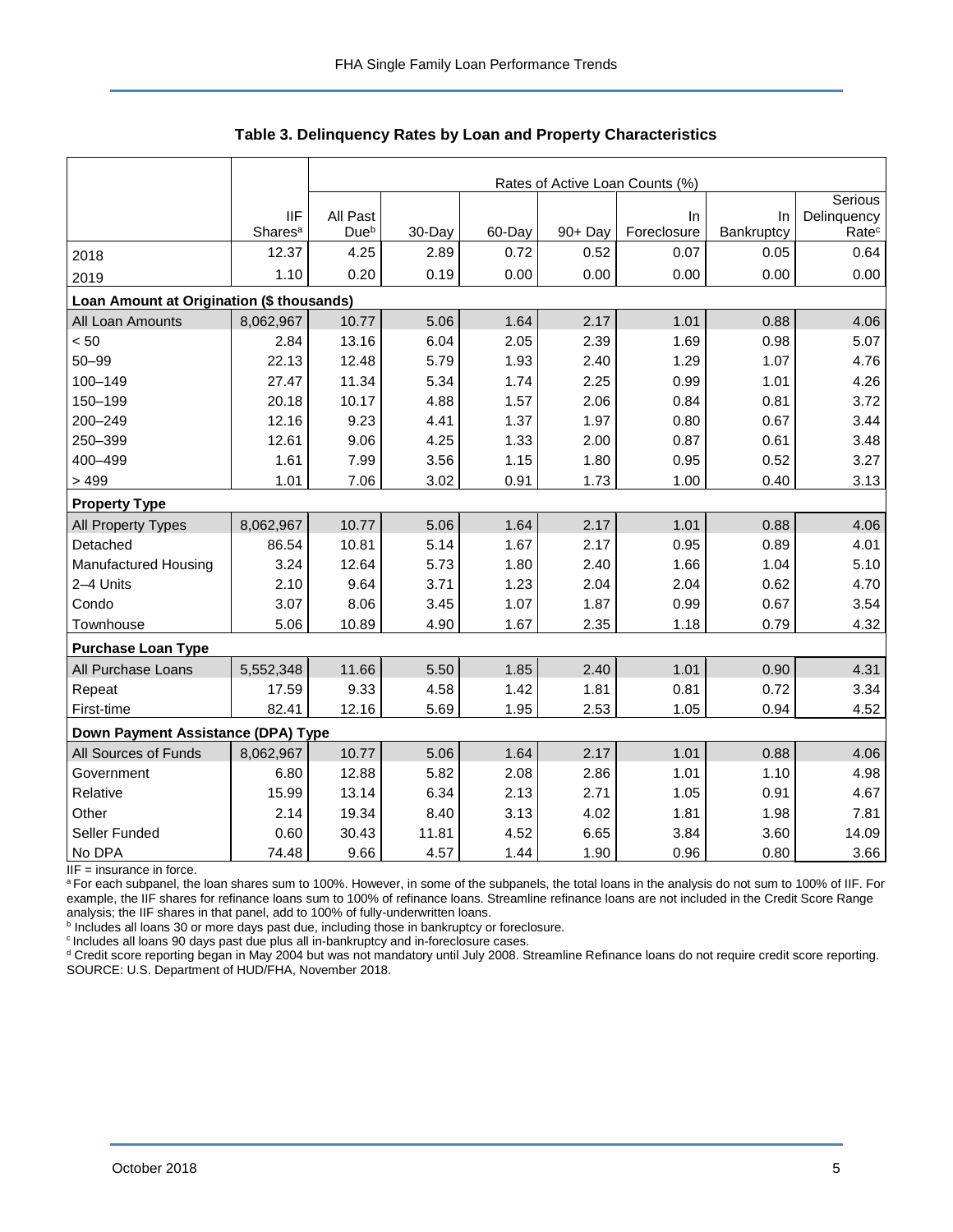## Table 3. Delinquency Rates by Loan and Property Characteristics

| | | Rates of Active Loan Counts (%) | | | | | | |
|---|---|---|---|---|---|---|---|---|
| | IIF Shares[a] | All Past Due[b] | 30-Day | 60-Day | 90+ Day | In Foreclosure | In Bankruptcy | Serious Delinquency Rate[c] |
| 2018 | 12.37 | 4.25 | 2.89 | 0.72 | 0.52 | 0.07 | 0.05 | 0.64 |
| 2019 | 1.10 | 0.20 | 0.19 | 0.00 | 0.00 | 0.00 | 0.00 | 0.00 |
| **Loan Amount at Origination ($ thousands)** | | | | | | | | |
| All Loan Amounts | 8,062,967 | 10.77 | 5.06 | 1.64 | 2.17 | 1.01 | 0.88 | 4.06 |
| < 50 | 2.84 | 13.16 | 6.04 | 2.05 | 2.39 | 1.69 | 0.98 | 5.07 |
| 50–99 | 22.13 | 12.48 | 5.79 | 1.93 | 2.40 | 1.29 | 1.07 | 4.76 |
| 100–149 | 27.47 | 11.34 | 5.34 | 1.74 | 2.25 | 0.99 | 1.01 | 4.26 |
| 150–199 | 20.18 | 10.17 | 4.88 | 1.57 | 2.06 | 0.84 | 0.81 | 3.72 |
| 200–249 | 12.16 | 9.23 | 4.41 | 1.37 | 1.97 | 0.80 | 0.67 | 3.44 |
| 250–399 | 12.61 | 9.06 | 4.25 | 1.33 | 2.00 | 0.87 | 0.61 | 3.48 |
| 400–499 | 1.61 | 7.99 | 3.56 | 1.15 | 1.80 | 0.95 | 0.52 | 3.27 |
| > 499 | 1.01 | 7.06 | 3.02 | 0.91 | 1.73 | 1.00 | 0.40 | 3.13 |
| **Property Type** | | | | | | | | |
| All Property Types | 8,062,967 | 10.77 | 5.06 | 1.64 | 2.17 | 1.01 | 0.88 | 4.06 |
| Detached | 86.54 | 10.81 | 5.14 | 1.67 | 2.17 | 0.95 | 0.89 | 4.01 |
| Manufactured Housing | 3.24 | 12.64 | 5.73 | 1.80 | 2.40 | 1.66 | 1.04 | 5.10 |
| 2–4 Units | 2.10 | 9.64 | 3.71 | 1.23 | 2.04 | 2.04 | 0.62 | 4.70 |
| Condo | 3.07 | 8.06 | 3.45 | 1.07 | 1.87 | 0.99 | 0.67 | 3.54 |
| Townhouse | 5.06 | 10.89 | 4.90 | 1.67 | 2.35 | 1.18 | 0.79 | 4.32 |
| **Purchase Loan Type** | | | | | | | | |
| All Purchase Loans | 5,552,348 | 11.66 | 5.50 | 1.85 | 2.40 | 1.01 | 0.90 | 4.31 |
| Repeat | 17.59 | 9.33 | 4.58 | 1.42 | 1.81 | 0.81 | 0.72 | 3.34 |
| First-time | 82.41 | 12.16 | 5.69 | 1.95 | 2.53 | 1.05 | 0.94 | 4.52 |
| **Down Payment Assistance (DPA) Type** | | | | | | | | |
| All Sources of Funds | 8,062,967 | 10.77 | 5.06 | 1.64 | 2.17 | 1.01 | 0.88 | 4.06 |
| Government | 6.80 | 12.88 | 5.82 | 2.08 | 2.86 | 1.01 | 1.10 | 4.98 |
| Relative | 15.99 | 13.14 | 6.34 | 2.13 | 2.71 | 1.05 | 0.91 | 4.67 |
| Other | 2.14 | 19.34 | 8.40 | 3.13 | 4.02 | 1.81 | 1.98 | 7.81 |
| Seller Funded | 0.60 | 30.43 | 11.81 | 4.52 | 6.65 | 3.84 | 3.60 | 14.09 |
| No DPA | 74.48 | 9.66 | 4.57 | 1.44 | 1.90 | 0.96 | 0.80 | 3.66 |

IIF = insurance in force.

[a] For each subpanel, the loan shares sum to 100%. However, in some of the subpanels, the total loans in the analysis do not sum to 100% of IIF. For example, the IIF shares for refinance loans sum to 100% of refinance loans. Streamline refinance loans are not included in the Credit Score Range analysis; the IIF shares in that panel, add to 100% of fully-underwritten loans.

[b] Includes all loans 30 or more days past due, including those in bankruptcy or foreclosure.

[c] Includes all loans 90 days past due plus all in-bankruptcy and in-foreclosure cases.

[d] Credit score reporting began in May 2004 but was not mandatory until July 2008. Streamline Refinance loans do not require credit score reporting.

SOURCE: U.S. Department of HUD/FHA, November 2018.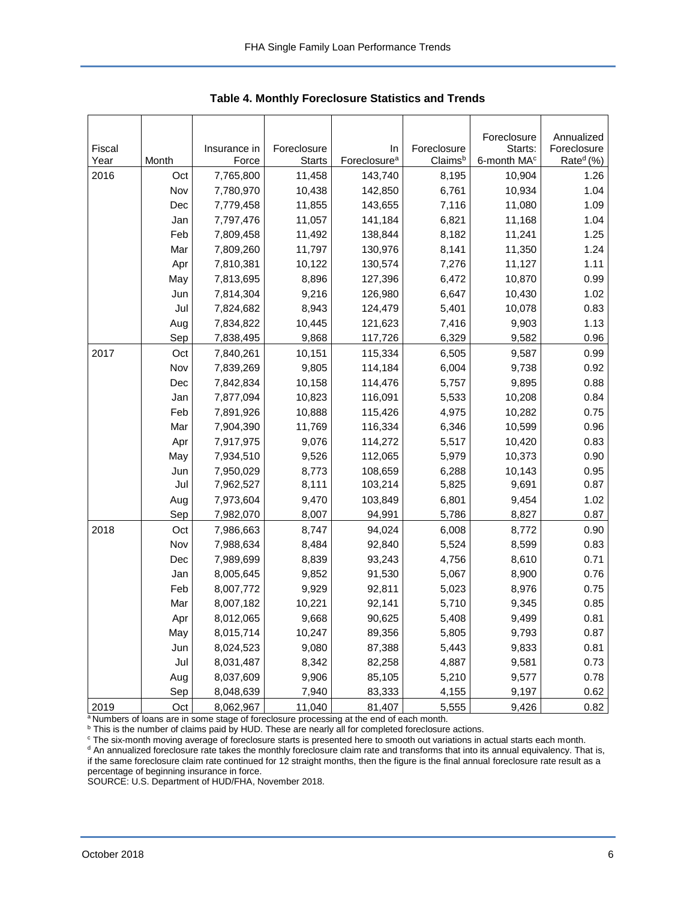**Table 4. Monthly Foreclosure Statistics and Trends**

| Fiscal Year | Month | Insurance in Force | Foreclosure Starts | In Foreclosure[a] | Foreclosure Claims[b] | Foreclosure Starts: 6-month MA[c] | Annualized Foreclosure Rate[d] (%) |
|---|---|---|---|---|---|---|---|
| 2016 | Oct | 7,765,800 | 11,458 | 143,740 | 8,195 | 10,904 | 1.26 |
| | Nov | 7,780,970 | 10,438 | 142,850 | 6,761 | 10,934 | 1.04 |
| | Dec | 7,779,458 | 11,855 | 143,655 | 7,116 | 11,080 | 1.09 |
| | Jan | 7,797,476 | 11,057 | 141,184 | 6,821 | 11,168 | 1.04 |
| | Feb | 7,809,458 | 11,492 | 138,844 | 8,182 | 11,241 | 1.25 |
| | Mar | 7,809,260 | 11,797 | 130,976 | 8,141 | 11,350 | 1.24 |
| | Apr | 7,810,381 | 10,122 | 130,574 | 7,276 | 11,127 | 1.11 |
| | May | 7,813,695 | 8,896 | 127,396 | 6,472 | 10,870 | 0.99 |
| | Jun | 7,814,304 | 9,216 | 126,980 | 6,647 | 10,430 | 1.02 |
| | Jul | 7,824,682 | 8,943 | 124,479 | 5,401 | 10,078 | 0.83 |
| | Aug | 7,834,822 | 10,445 | 121,623 | 7,416 | 9,903 | 1.13 |
| | Sep | 7,838,495 | 9,868 | 117,726 | 6,329 | 9,582 | 0.96 |
| 2017 | Oct | 7,840,261 | 10,151 | 115,334 | 6,505 | 9,587 | 0.99 |
| | Nov | 7,839,269 | 9,805 | 114,184 | 6,004 | 9,738 | 0.92 |
| | Dec | 7,842,834 | 10,158 | 114,476 | 5,757 | 9,895 | 0.88 |
| | Jan | 7,877,094 | 10,823 | 116,091 | 5,533 | 10,208 | 0.84 |
| | Feb | 7,891,926 | 10,888 | 115,426 | 4,975 | 10,282 | 0.75 |
| | Mar | 7,904,390 | 11,769 | 116,334 | 6,346 | 10,599 | 0.96 |
| | Apr | 7,917,975 | 9,076 | 114,272 | 5,517 | 10,420 | 0.83 |
| | May | 7,934,510 | 9,526 | 112,065 | 5,979 | 10,373 | 0.90 |
| | Jun | 7,950,029 | 8,773 | 108,659 | 6,288 | 10,143 | 0.95 |
| | Jul | 7,962,527 | 8,111 | 103,214 | 5,825 | 9,691 | 0.87 |
| | Aug | 7,973,604 | 9,470 | 103,849 | 6,801 | 9,454 | 1.02 |
| | Sep | 7,982,070 | 8,007 | 94,991 | 5,786 | 8,827 | 0.87 |
| 2018 | Oct | 7,986,663 | 8,747 | 94,024 | 6,008 | 8,772 | 0.90 |
| | Nov | 7,988,634 | 8,484 | 92,840 | 5,524 | 8,599 | 0.83 |
| | Dec | 7,989,699 | 8,839 | 93,243 | 4,756 | 8,610 | 0.71 |
| | Jan | 8,005,645 | 9,852 | 91,530 | 5,067 | 8,900 | 0.76 |
| | Feb | 8,007,772 | 9,929 | 92,811 | 5,023 | 8,976 | 0.75 |
| | Mar | 8,007,182 | 10,221 | 92,141 | 5,710 | 9,345 | 0.85 |
| | Apr | 8,012,065 | 9,668 | 90,625 | 5,408 | 9,499 | 0.81 |
| | May | 8,015,714 | 10,247 | 89,356 | 5,805 | 9,793 | 0.87 |
| | Jun | 8,024,523 | 9,080 | 87,388 | 5,443 | 9,833 | 0.81 |
| | Jul | 8,031,487 | 8,342 | 82,258 | 4,887 | 9,581 | 0.73 |
| | Aug | 8,037,609 | 9,906 | 85,105 | 5,210 | 9,577 | 0.78 |
| | Sep | 8,048,639 | 7,940 | 83,333 | 4,155 | 9,197 | 0.62 |
| 2019 | Oct | 8,062,967 | 11,040 | 81,407 | 5,555 | 9,426 | 0.82 |

[a] Numbers of loans are in some stage of foreclosure processing at the end of each month.
[b] This is the number of claims paid by HUD. These are nearly all for completed foreclosure actions.
[c] The six-month moving average of foreclosure starts is presented here to smooth out variations in actual starts each month.
[d] An annualized foreclosure rate takes the monthly foreclosure claim rate and transforms that into its annual equivalency. That is, if the same foreclosure claim rate continued for 12 straight months, then the figure is the final annual foreclosure rate result as a percentage of beginning insurance in force.
SOURCE: U.S. Department of HUD/FHA, November 2018.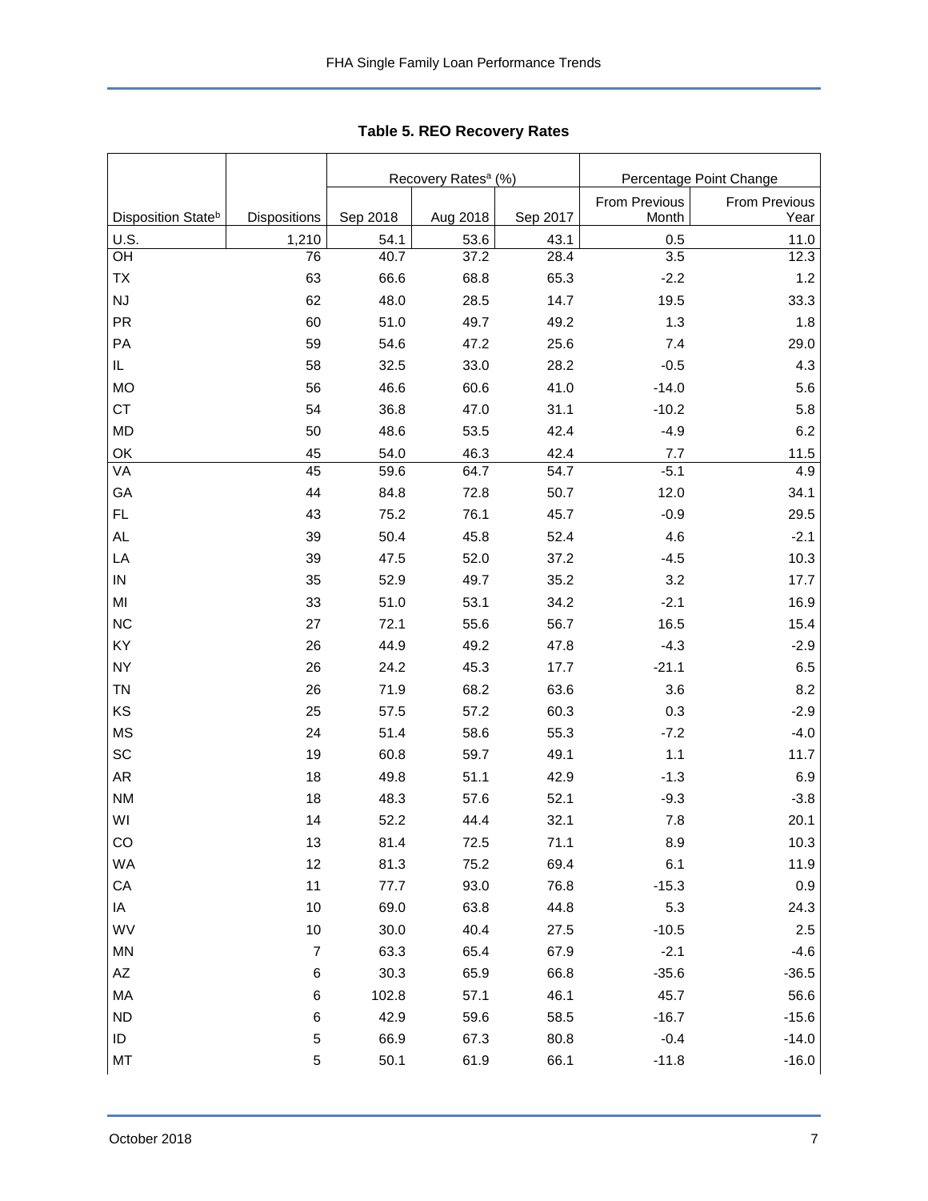**Table 5. REO Recovery Rates**

| | | Recovery Rates[a] (%) | | | Percentage Point Change | |
|---|---|---|---|---|---|---|
| Disposition State[b] | Dispositions | Sep 2018 | Aug 2018 | Sep 2017 | From Previous Month | From Previous Year |
| U.S. | 1,210 | 54.1 | 53.6 | 43.1 | 0.5 | 11.0 |
| OH | 76 | 40.7 | 37.2 | 28.4 | 3.5 | 12.3 |
| TX | 63 | 66.6 | 68.8 | 65.3 | -2.2 | 1.2 |
| NJ | 62 | 48.0 | 28.5 | 14.7 | 19.5 | 33.3 |
| PR | 60 | 51.0 | 49.7 | 49.2 | 1.3 | 1.8 |
| PA | 59 | 54.6 | 47.2 | 25.6 | 7.4 | 29.0 |
| IL | 58 | 32.5 | 33.0 | 28.2 | -0.5 | 4.3 |
| MO | 56 | 46.6 | 60.6 | 41.0 | -14.0 | 5.6 |
| CT | 54 | 36.8 | 47.0 | 31.1 | -10.2 | 5.8 |
| MD | 50 | 48.6 | 53.5 | 42.4 | -4.9 | 6.2 |
| OK | 45 | 54.0 | 46.3 | 42.4 | 7.7 | 11.5 |
| VA | 45 | 59.6 | 64.7 | 54.7 | -5.1 | 4.9 |
| GA | 44 | 84.8 | 72.8 | 50.7 | 12.0 | 34.1 |
| FL | 43 | 75.2 | 76.1 | 45.7 | -0.9 | 29.5 |
| AL | 39 | 50.4 | 45.8 | 52.4 | 4.6 | -2.1 |
| LA | 39 | 47.5 | 52.0 | 37.2 | -4.5 | 10.3 |
| IN | 35 | 52.9 | 49.7 | 35.2 | 3.2 | 17.7 |
| MI | 33 | 51.0 | 53.1 | 34.2 | -2.1 | 16.9 |
| NC | 27 | 72.1 | 55.6 | 56.7 | 16.5 | 15.4 |
| KY | 26 | 44.9 | 49.2 | 47.8 | -4.3 | -2.9 |
| NY | 26 | 24.2 | 45.3 | 17.7 | -21.1 | 6.5 |
| TN | 26 | 71.9 | 68.2 | 63.6 | 3.6 | 8.2 |
| KS | 25 | 57.5 | 57.2 | 60.3 | 0.3 | -2.9 |
| MS | 24 | 51.4 | 58.6 | 55.3 | -7.2 | -4.0 |
| SC | 19 | 60.8 | 59.7 | 49.1 | 1.1 | 11.7 |
| AR | 18 | 49.8 | 51.1 | 42.9 | -1.3 | 6.9 |
| NM | 18 | 48.3 | 57.6 | 52.1 | -9.3 | -3.8 |
| WI | 14 | 52.2 | 44.4 | 32.1 | 7.8 | 20.1 |
| CO | 13 | 81.4 | 72.5 | 71.1 | 8.9 | 10.3 |
| WA | 12 | 81.3 | 75.2 | 69.4 | 6.1 | 11.9 |
| CA | 11 | 77.7 | 93.0 | 76.8 | -15.3 | 0.9 |
| IA | 10 | 69.0 | 63.8 | 44.8 | 5.3 | 24.3 |
| WV | 10 | 30.0 | 40.4 | 27.5 | -10.5 | 2.5 |
| MN | 7 | 63.3 | 65.4 | 67.9 | -2.1 | -4.6 |
| AZ | 6 | 30.3 | 65.9 | 66.8 | -35.6 | -36.5 |
| MA | 6 | 102.8 | 57.1 | 46.1 | 45.7 | 56.6 |
| ND | 6 | 42.9 | 59.6 | 58.5 | -16.7 | -15.6 |
| ID | 5 | 66.9 | 67.3 | 80.8 | -0.4 | -14.0 |
| MT | 5 | 50.1 | 61.9 | 66.1 | -11.8 | -16.0 |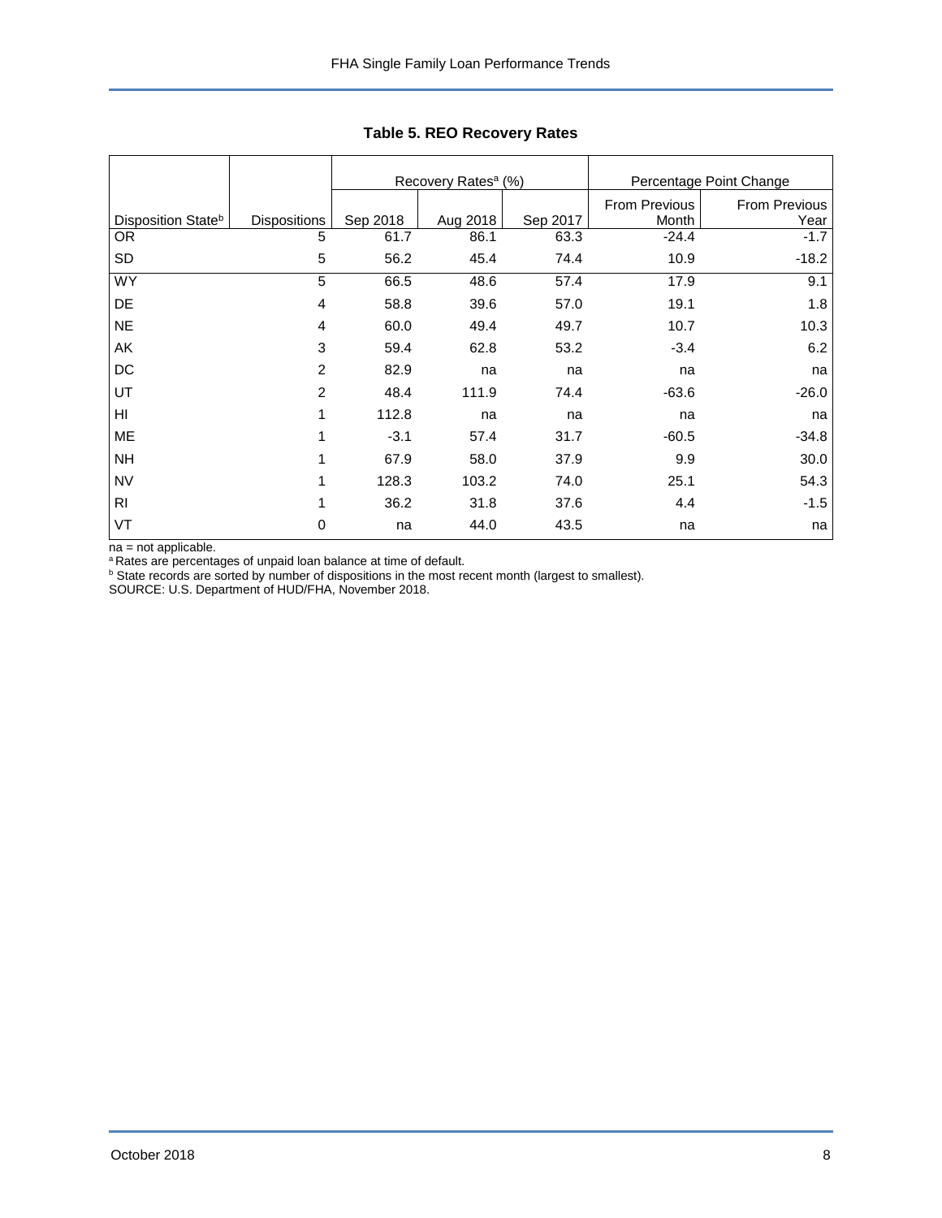**Table 5. REO Recovery Rates**

| | | Recovery Rates[a] (%) | | | Percentage Point Change | |
|---|---|---|---|---|---|---|
| Disposition State[b] | Dispositions | Sep 2018 | Aug 2018 | Sep 2017 | From Previous Month | From Previous Year |
| OR | 5 | 61.7 | 86.1 | 63.3 | -24.4 | -1.7 |
| SD | 5 | 56.2 | 45.4 | 74.4 | 10.9 | -18.2 |
| WY | 5 | 66.5 | 48.6 | 57.4 | 17.9 | 9.1 |
| DE | 4 | 58.8 | 39.6 | 57.0 | 19.1 | 1.8 |
| NE | 4 | 60.0 | 49.4 | 49.7 | 10.7 | 10.3 |
| AK | 3 | 59.4 | 62.8 | 53.2 | -3.4 | 6.2 |
| DC | 2 | 82.9 | na | na | na | na |
| UT | 2 | 48.4 | 111.9 | 74.4 | -63.6 | -26.0 |
| HI | 1 | 112.8 | na | na | na | na |
| ME | 1 | -3.1 | 57.4 | 31.7 | -60.5 | -34.8 |
| NH | 1 | 67.9 | 58.0 | 37.9 | 9.9 | 30.0 |
| NV | 1 | 128.3 | 103.2 | 74.0 | 25.1 | 54.3 |
| RI | 1 | 36.2 | 31.8 | 37.6 | 4.4 | -1.5 |
| VT | 0 | na | 44.0 | 43.5 | na | na |

na = not applicable.
[a] Rates are percentages of unpaid loan balance at time of default.
[b] State records are sorted by number of dispositions in the most recent month (largest to smallest).
SOURCE: U.S. Department of HUD/FHA, November 2018.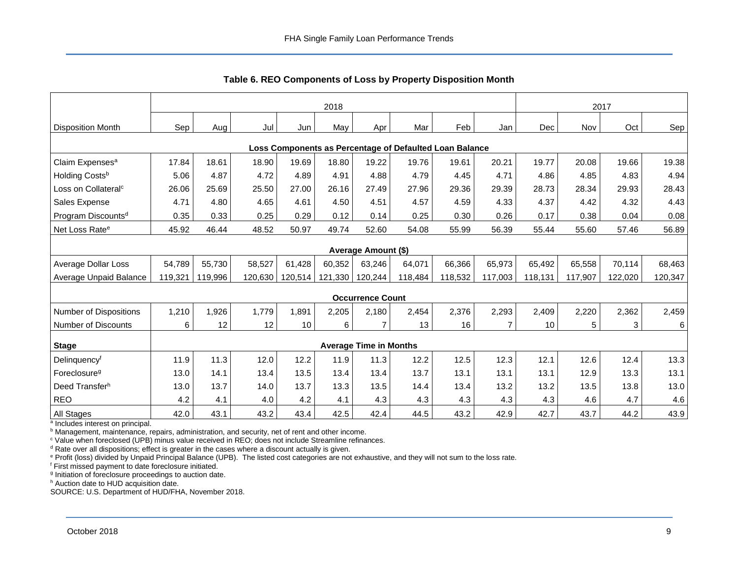## Table 6. REO Components of Loss by Property Disposition Month

| | 2018 | | | | | | | | | 2017 | | | |
|---|---|---|---|---|---|---|---|---|---|---|---|---|---|
| Disposition Month | Sep | Aug | Jul | Jun | May | Apr | Mar | Feb | Jan | Dec | Nov | Oct | Sep |
| **Loss Components as Percentage of Defaulted Loan Balance** | | | | | | | | | | | | | |
| Claim Expenses[a] | 17.84 | 18.61 | 18.90 | 19.69 | 18.80 | 19.22 | 19.76 | 19.61 | 20.21 | 19.77 | 20.08 | 19.66 | 19.38 |
| Holding Costs[b] | 5.06 | 4.87 | 4.72 | 4.89 | 4.91 | 4.88 | 4.79 | 4.45 | 4.71 | 4.86 | 4.85 | 4.83 | 4.94 |
| Loss on Collateral[c] | 26.06 | 25.69 | 25.50 | 27.00 | 26.16 | 27.49 | 27.96 | 29.36 | 29.39 | 28.73 | 28.34 | 29.93 | 28.43 |
| Sales Expense | 4.71 | 4.80 | 4.65 | 4.61 | 4.50 | 4.51 | 4.57 | 4.59 | 4.33 | 4.37 | 4.42 | 4.32 | 4.43 |
| Program Discounts[d] | 0.35 | 0.33 | 0.25 | 0.29 | 0.12 | 0.14 | 0.25 | 0.30 | 0.26 | 0.17 | 0.38 | 0.04 | 0.08 |
| Net Loss Rate[e] | 45.92 | 46.44 | 48.52 | 50.97 | 49.74 | 52.60 | 54.08 | 55.99 | 56.39 | 55.44 | 55.60 | 57.46 | 56.89 |
| **Average Amount ($)** | | | | | | | | | | | | | |
| Average Dollar Loss | 54,789 | 55,730 | 58,527 | 61,428 | 60,352 | 63,246 | 64,071 | 66,366 | 65,973 | 65,492 | 65,558 | 70,114 | 68,463 |
| Average Unpaid Balance | 119,321 | 119,996 | 120,630 | 120,514 | 121,330 | 120,244 | 118,484 | 118,532 | 117,003 | 118,131 | 117,907 | 122,020 | 120,347 |
| **Occurrence Count** | | | | | | | | | | | | | |
| Number of Dispositions | 1,210 | 1,926 | 1,779 | 1,891 | 2,205 | 2,180 | 2,454 | 2,376 | 2,293 | 2,409 | 2,220 | 2,362 | 2,459 |
| Number of Discounts | 6 | 12 | 12 | 10 | 6 | 7 | 13 | 16 | 7 | 10 | 5 | 3 | 6 |
| **Stage** | **Average Time in Months** | | | | | | | | | | | | |
| Delinquency[f] | 11.9 | 11.3 | 12.0 | 12.2 | 11.9 | 11.3 | 12.2 | 12.5 | 12.3 | 12.1 | 12.6 | 12.4 | 13.3 |
| Foreclosure[g] | 13.0 | 14.1 | 13.4 | 13.5 | 13.4 | 13.4 | 13.7 | 13.1 | 13.1 | 13.1 | 12.9 | 13.3 | 13.1 |
| Deed Transfer[h] | 13.0 | 13.7 | 14.0 | 13.7 | 13.3 | 13.5 | 14.4 | 13.4 | 13.2 | 13.2 | 13.5 | 13.8 | 13.0 |
| REO | 4.2 | 4.1 | 4.0 | 4.2 | 4.1 | 4.3 | 4.3 | 4.3 | 4.3 | 4.3 | 4.6 | 4.7 | 4.6 |
| All Stages | 42.0 | 43.1 | 43.2 | 43.4 | 42.5 | 42.4 | 44.5 | 43.2 | 42.9 | 42.7 | 43.7 | 44.2 | 43.9 |

[a] Includes interest on principal.
[b] Management, maintenance, repairs, administration, and security, net of rent and other income.
[c] Value when foreclosed (UPB) minus value received in REO; does not include Streamline refinances.
[d] Rate over all dispositions; effect is greater in the cases where a discount actually is given.
[e] Profit (loss) divided by Unpaid Principal Balance (UPB). The listed cost categories are not exhaustive, and they will not sum to the loss rate.
[f] First missed payment to date foreclosure initiated.
[g] Initiation of foreclosure proceedings to auction date.
[h] Auction date to HUD acquisition date.
SOURCE: U.S. Department of HUD/FHA, November 2018.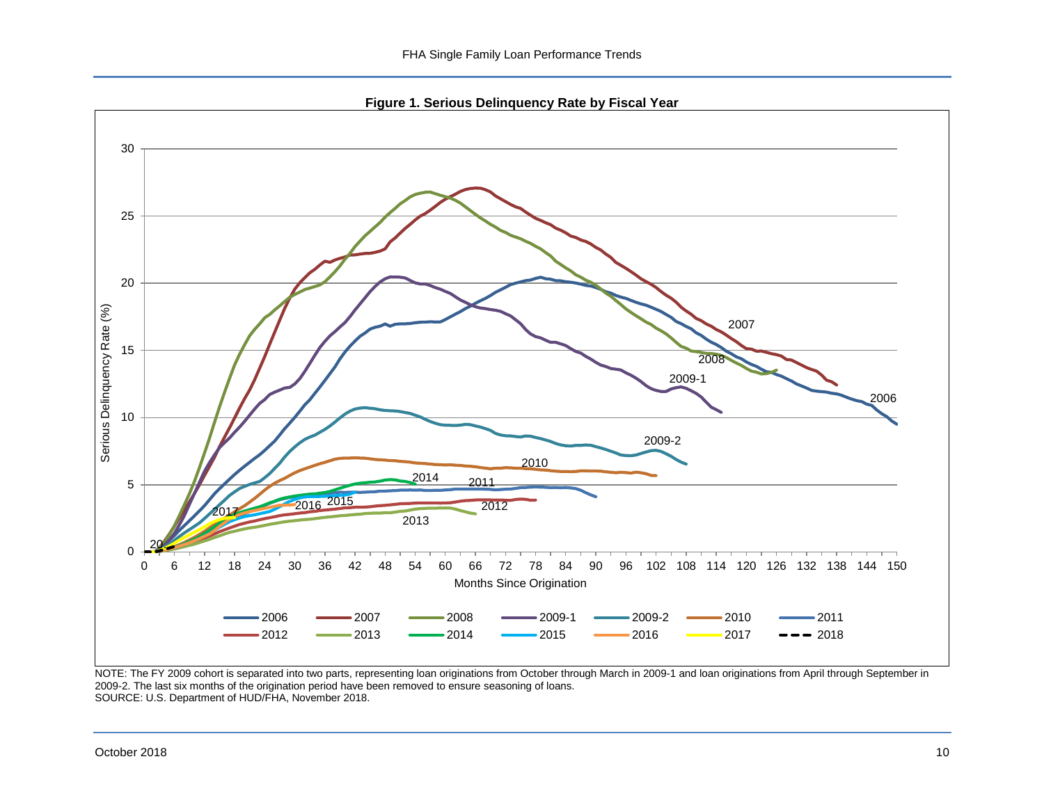**Figure 1. Serious Delinquency Rate by Fiscal Year**

NOTE: The FY 2009 cohort is separated into two parts, representing loan originations from October through March in 2009-1 and loan originations from April through September in 2009-2. The last six months of the origination period have been removed to ensure seasoning of loans.
SOURCE: U.S. Department of HUD/FHA, November 2018.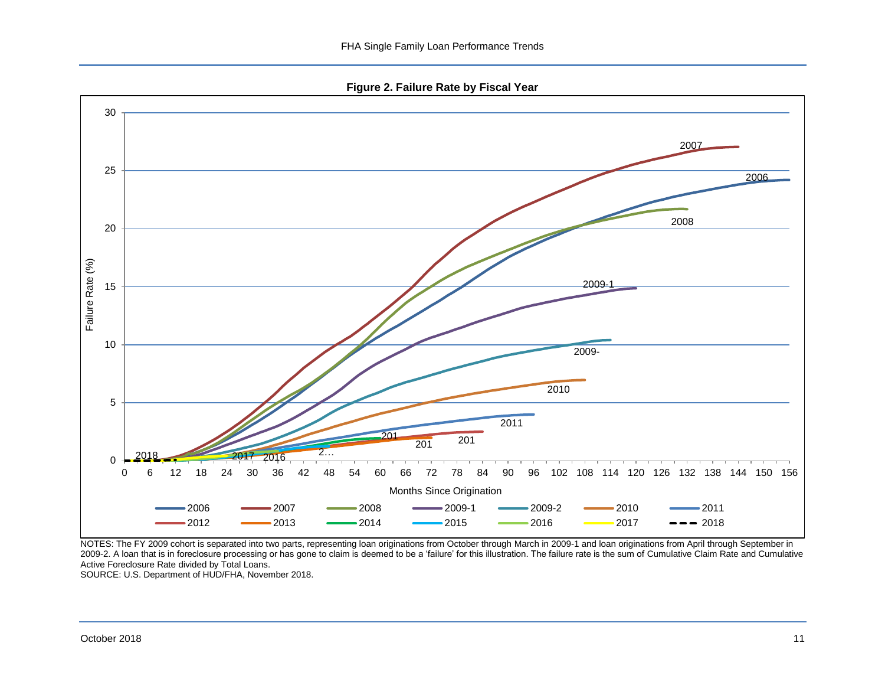**Figure 2. Failure Rate by Fiscal Year**

Failure Rate (%)

30
25
20
15
10
5
0

0 6 12 18 24 30 36 42 48 54 60 66 72 78 84 90 96 102 108 114 120 126 132 138 144 150 156

Months Since Origination

2007
2006
2008
2009-1
2009-
2010
2011
201
201
201
2…
2018
2017
2016

2006 2007 2008 2009-1 2009-2 2010 2011
2012 2013 2014 2015 2016 2017 2018

NOTES: The FY 2009 cohort is separated into two parts, representing loan originations from October through March in 2009-1 and loan originations from April through September in 2009-2. A loan that is in foreclosure processing or has gone to claim is deemed to be a 'failure' for this illustration. The failure rate is the sum of Cumulative Claim Rate and Cumulative Active Foreclosure Rate divided by Total Loans.

SOURCE: U.S. Department of HUD/FHA, November 2018.